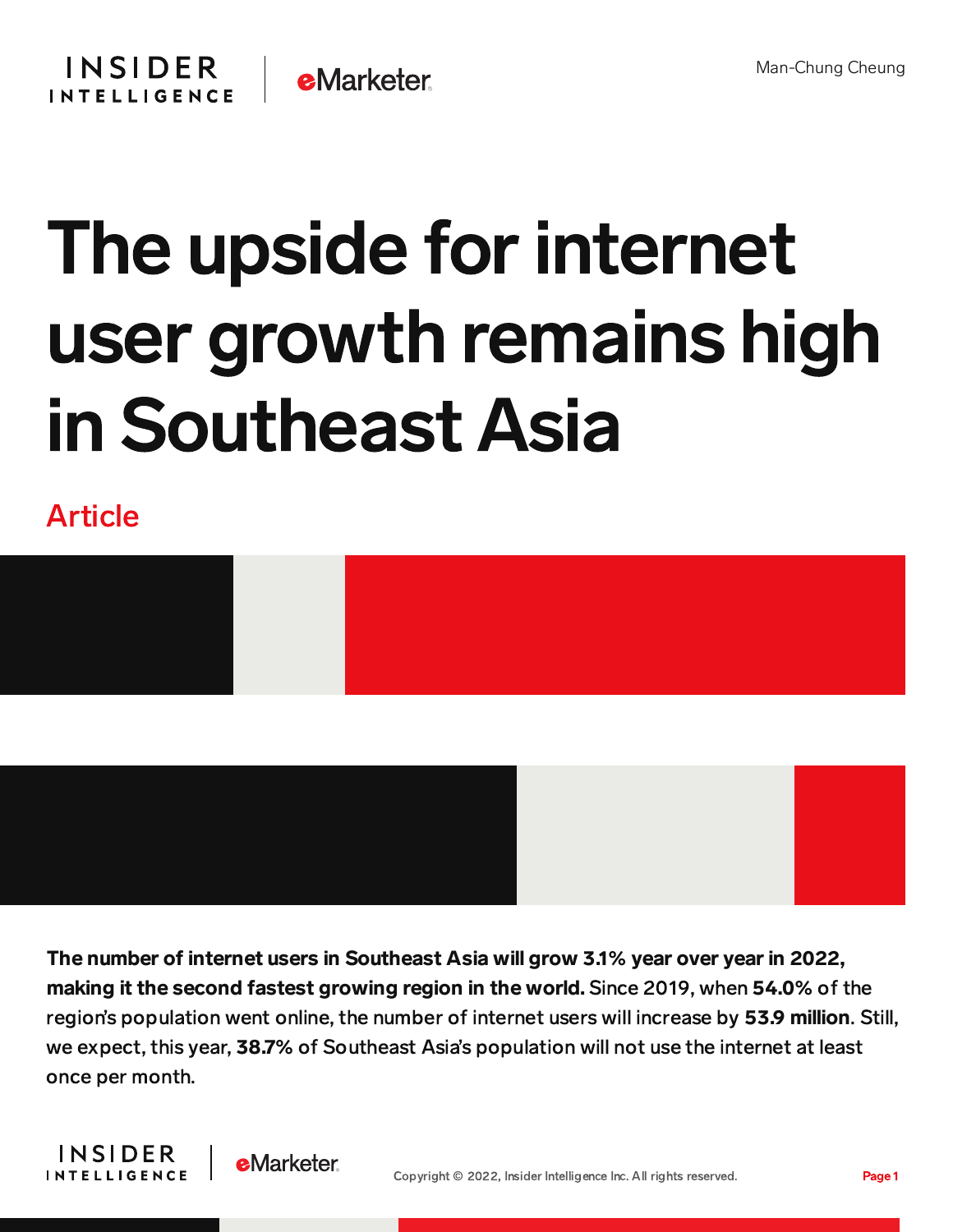Man-Chung Cheung

# The upside for internet user growth remains high in Southeast Asia

Article

**The number of internet users in Southeast Asia will grow 3.1% year over year in 2022, making it the second fastest growing region in the world.** Since 2019, when **54.0%** of the region's population went online, the number of internet users will increase by **53.9 million**. Still, we expect, this year, **38.7%** of Southeast Asia's population will not use the internet at least once per month.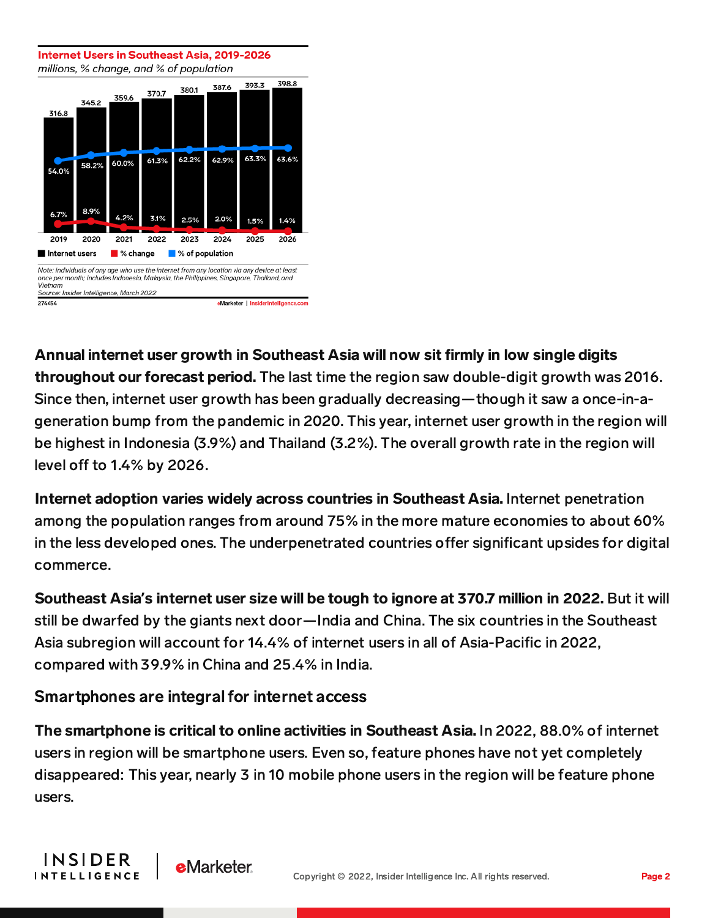**Internet Users in Southeast Asia, 2019-2026**

*millions, % change, and % of population*

| | 2019 | 2020 | 2021 | 2022 | 2023 | 2024 | 2025 | 2026 |
|---|---|---|---|---|---|---|---|---|
| Internet users | 316.8 | 345.2 | 359.6 | 370.7 | 380.1 | 387.6 | 393.3 | 398.8 |
| % change | 6.7% | 8.9% | 4.2% | 3.1% | 2.5% | 2.0% | 1.5% | 1.4% |
| % of population | 54.0% | 58.2% | 60.0% | 61.3% | 62.2% | 62.9% | 63.3% | 63.6% |

*Note: individuals of any age who use the internet from any location via any device at least once per month; includes Indonesia, Malaysia, the Philippines, Singapore, Thailand, and Vietnam*
*Source: Insider Intelligence, March 2022*

274454 eMarketer | InsiderIntelligence.com

**Annual internet user growth in Southeast Asia will now sit firmly in low single digits throughout our forecast period.** The last time the region saw double-digit growth was 2016. Since then, internet user growth has been gradually decreasing—though it saw a once-in-a-generation bump from the pandemic in 2020. This year, internet user growth in the region will be highest in Indonesia (3.9%) and Thailand (3.2%). The overall growth rate in the region will level off to 1.4% by 2026.

**Internet adoption varies widely across countries in Southeast Asia.** Internet penetration among the population ranges from around 75% in the more mature economies to about 60% in the less developed ones. The underpenetrated countries offer significant upsides for digital commerce.

**Southeast Asia's internet user size will be tough to ignore at 370.7 million in 2022.** But it will still be dwarfed by the giants next door—India and China. The six countries in the Southeast Asia subregion will account for 14.4% of internet users in all of Asia-Pacific in 2022, compared with 39.9% in China and 25.4% in India.

## Smartphones are integral for internet access

**The smartphone is critical to online activities in Southeast Asia.** In 2022, 88.0% of internet users in region will be smartphone users. Even so, feature phones have not yet completely disappeared: This year, nearly 3 in 10 mobile phone users in the region will be feature phone users.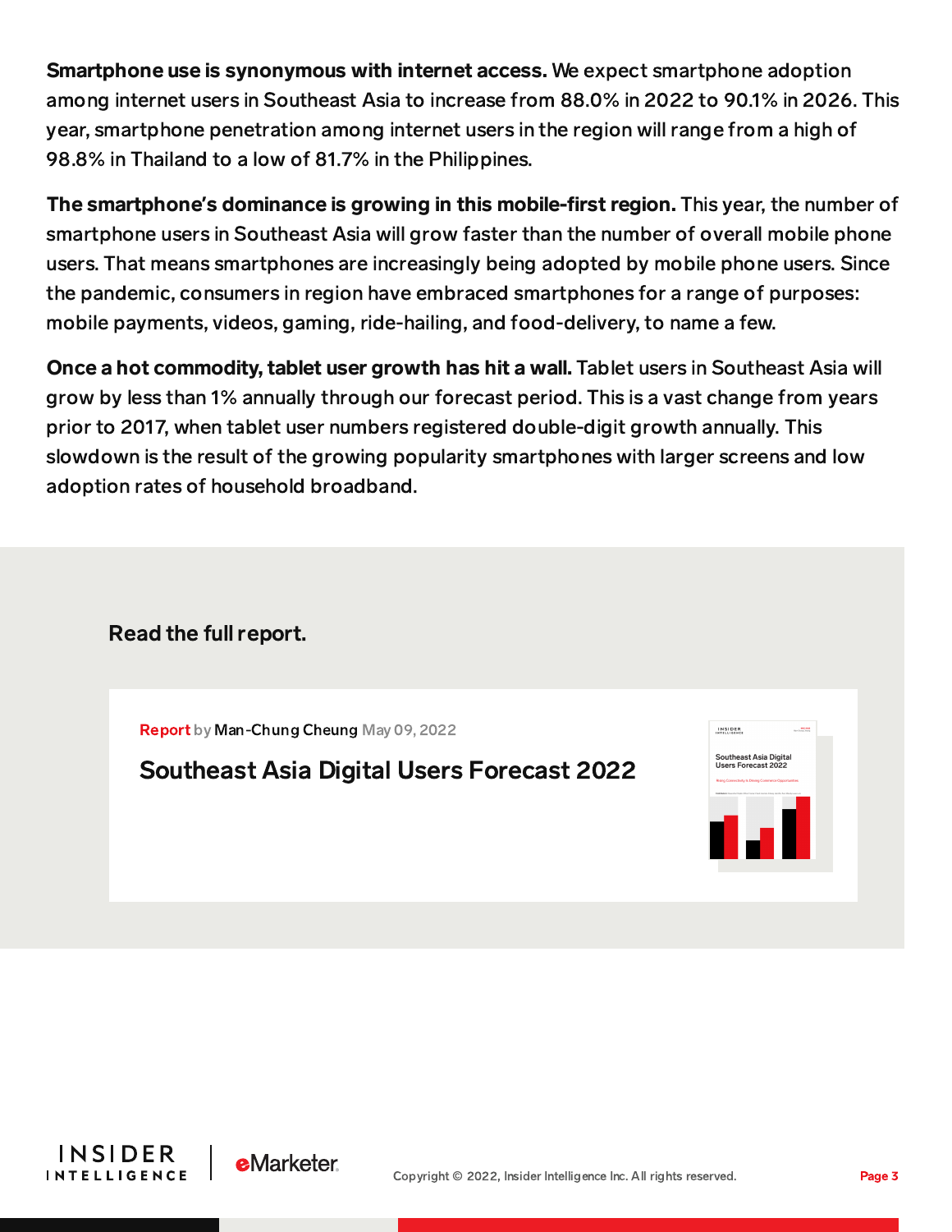**Smartphone use is synonymous with internet access.** We expect smartphone adoption among internet users in Southeast Asia to increase from 88.0% in 2022 to 90.1% in 2026. This year, smartphone penetration among internet users in the region will range from a high of 98.8% in Thailand to a low of 81.7% in the Philippines.

**The smartphone's dominance is growing in this mobile-first region.** This year, the number of smartphone users in Southeast Asia will grow faster than the number of overall mobile phone users. That means smartphones are increasingly being adopted by mobile phone users. Since the pandemic, consumers in region have embraced smartphones for a range of purposes: mobile payments, videos, gaming, ride-hailing, and food-delivery, to name a few.

**Once a hot commodity, tablet user growth has hit a wall.** Tablet users in Southeast Asia will grow by less than 1% annually through our forecast period. This is a vast change from years prior to 2017, when tablet user numbers registered double-digit growth annually. This slowdown is the result of the growing popularity smartphones with larger screens and low adoption rates of household broadband.

**Read the full report.**

Report by Man-Chung Cheung May 09, 2022

**Southeast Asia Digital Users Forecast 2022**